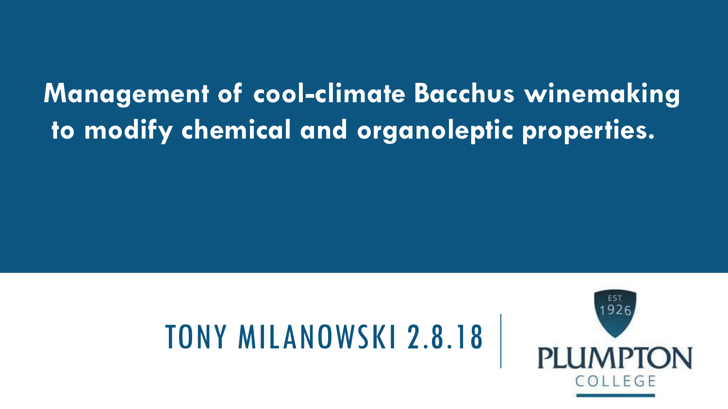# Management of cool-climate Bacchus winemaking to modify chemical and organoleptic properties.

TONY MILANOWSKI 2.8.18

EST. 1926

PLUMPTON COLLEGE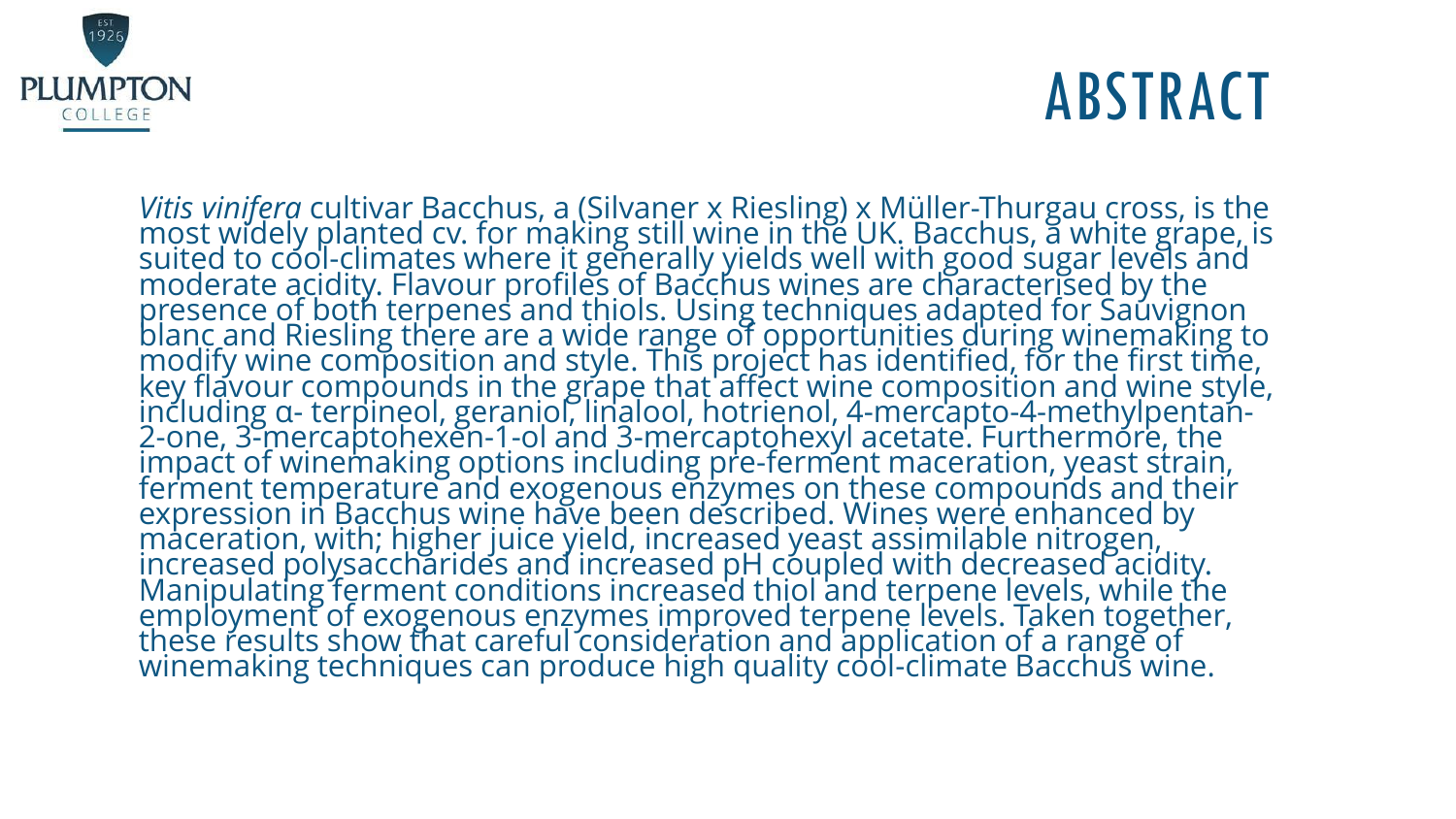# ABSTRACT

*Vitis vinifera* cultivar Bacchus, a (Silvaner x Riesling) x Müller-Thurgau cross, is the most widely planted cv. for making still wine in the UK. Bacchus, a white grape, is suited to cool-climates where it generally yields well with good sugar levels and moderate acidity. Flavour profiles of Bacchus wines are characterised by the presence of both terpenes and thiols. Using techniques adapted for Sauvignon blanc and Riesling there are a wide range of opportunities during winemaking to modify wine composition and style. This project has identified, for the first time, key flavour compounds in the grape that affect wine composition and wine style, including α- terpineol, geraniol, linalool, hotrienol, 4-mercapto-4-methylpentan-2-one, 3-mercaptohexen-1-ol and 3-mercaptohexyl acetate. Furthermore, the impact of winemaking options including pre-ferment maceration, yeast strain, ferment temperature and exogenous enzymes on these compounds and their expression in Bacchus wine have been described. Wines were enhanced by maceration, with; higher juice yield, increased yeast assimilable nitrogen, increased polysaccharides and increased pH coupled with decreased acidity. Manipulating ferment conditions increased thiol and terpene levels, while the employment of exogenous enzymes improved terpene levels. Taken together, these results show that careful consideration and application of a range of winemaking techniques can produce high quality cool-climate Bacchus wine.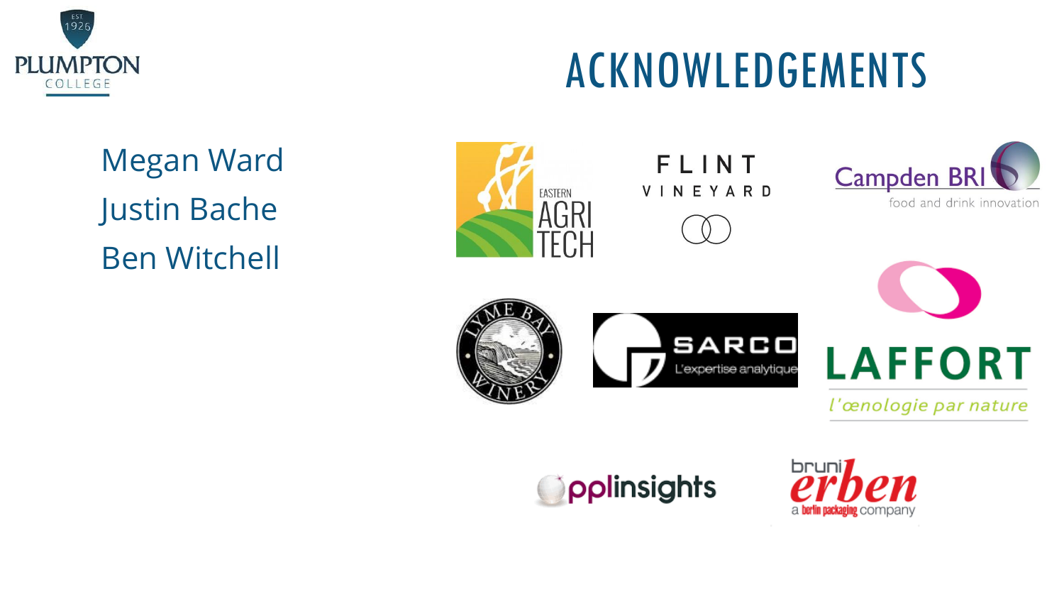# ACKNOWLEDGEMENTS

Megan Ward

Justin Bache

Ben Witchell

EASTERN AGRI TECH

FLINT VINEYARD

Campden BRI
food and drink innovation

LYME BAY WINERY

SARCO
L'expertise analytique

LAFFORT
l'œnologie par nature

pplinsights

bruni erben
a berlin packaging company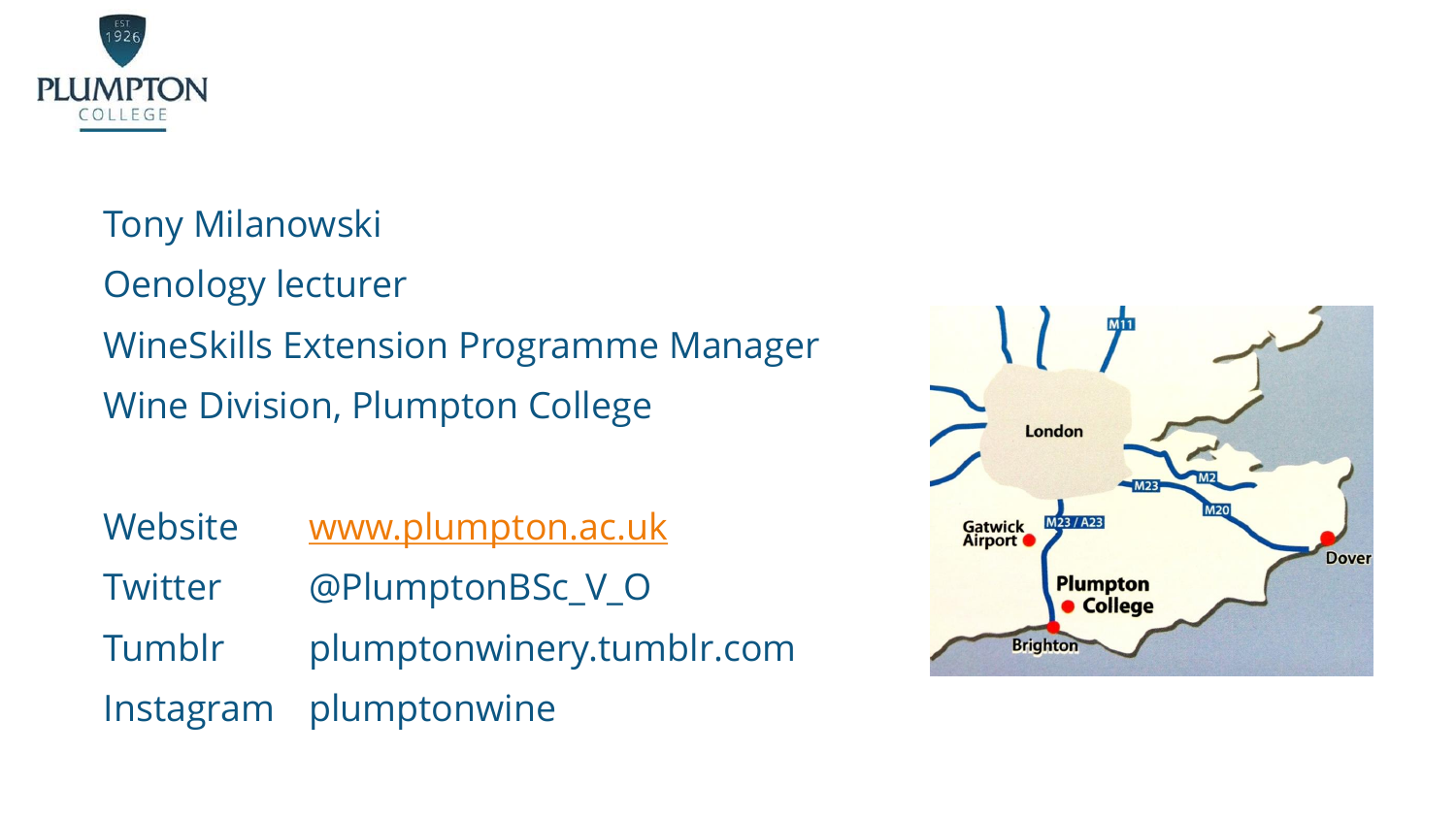Tony Milanowski

Oenology lecturer

WineSkills Extension Programme Manager

Wine Division, Plumpton College

| | |
|---|---|
| Website | www.plumpton.ac.uk |
| Twitter | @PlumptonBSc_V_O |
| Tumblr | plumptonwinery.tumblr.com |
| Instagram | plumptonwine |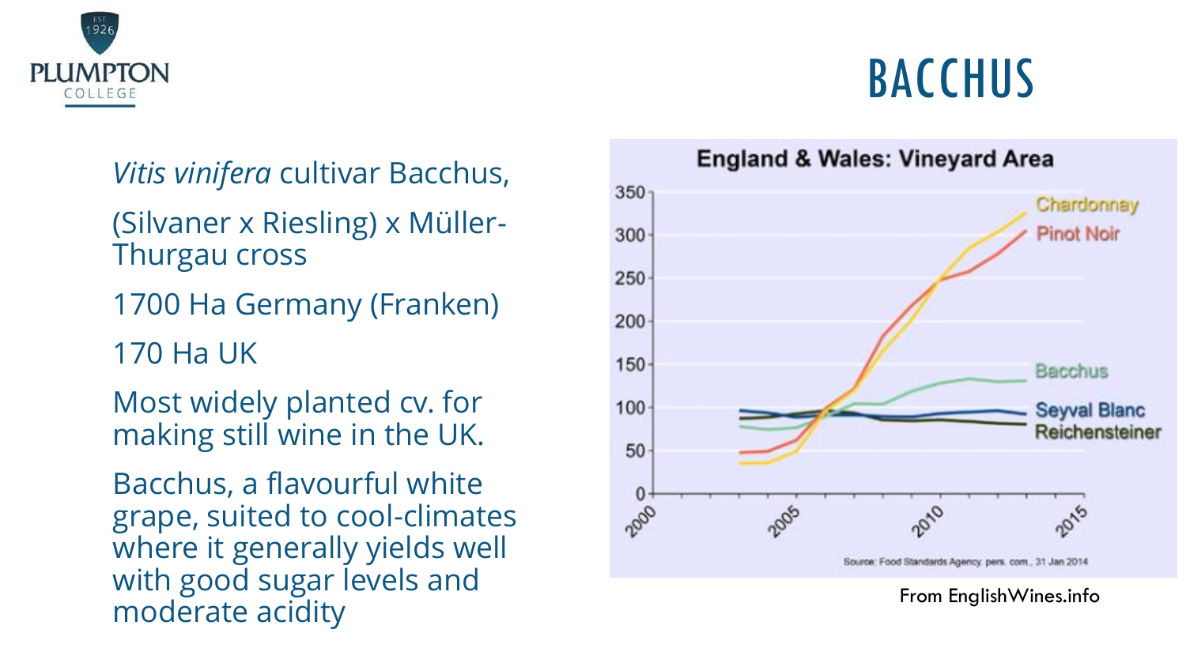# BACCHUS

*Vitis vinifera* cultivar Bacchus,

(Silvaner x Riesling) x Müller-Thurgau cross

1700 Ha Germany (Franken)

170 Ha UK

Most widely planted cv. for making still wine in the UK.

Bacchus, a flavourful white grape, suited to cool-climates where it generally yields well with good sugar levels and moderate acidity

From EnglishWines.info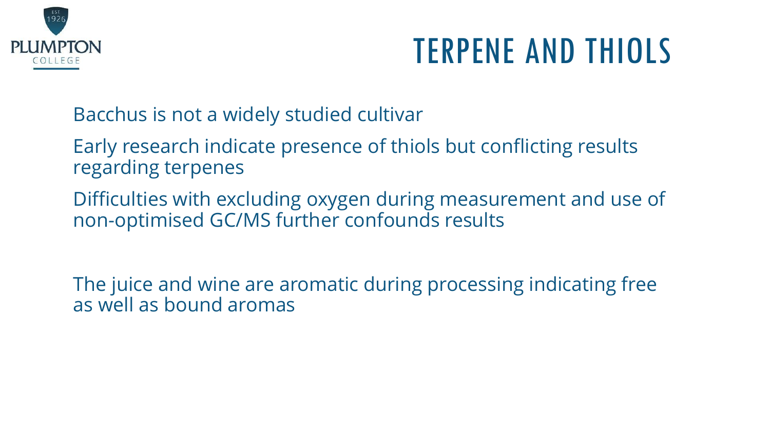# TERPENE AND THIOLS

Bacchus is not a widely studied cultivar

Early research indicate presence of thiols but conflicting results regarding terpenes

Difficulties with excluding oxygen during measurement and use of non-optimised GC/MS further confounds results

The juice and wine are aromatic during processing indicating free as well as bound aromas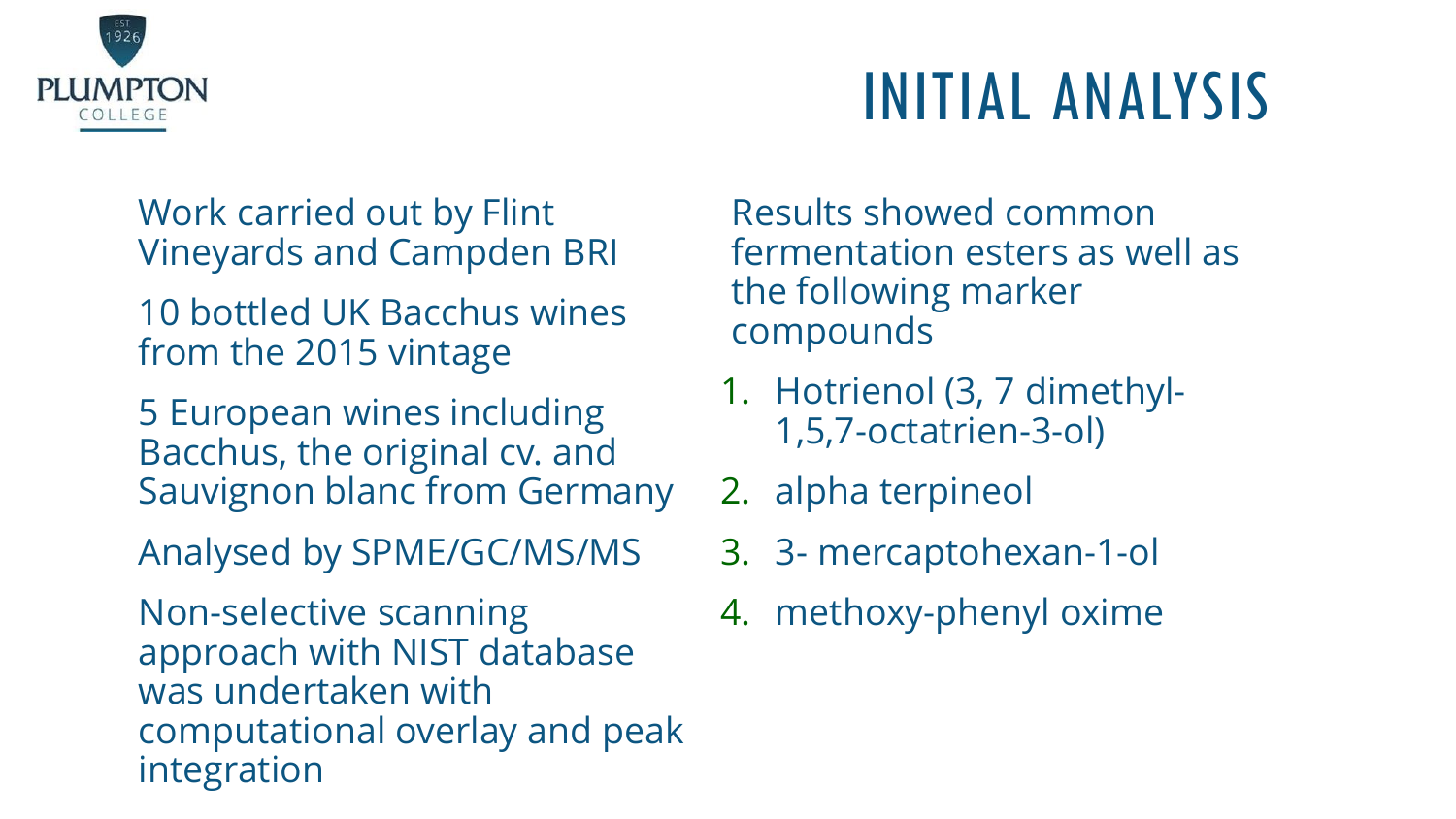# INITIAL ANALYSIS

Work carried out by Flint Vineyards and Campden BRI

10 bottled UK Bacchus wines from the 2015 vintage

5 European wines including Bacchus, the original cv. and Sauvignon blanc from Germany

Analysed by SPME/GC/MS/MS

Non-selective scanning approach with NIST database was undertaken with computational overlay and peak integration

Results showed common fermentation esters as well as the following marker compounds

1. Hotrienol (3, 7 dimethyl-1,5,7-octatrien-3-ol)
2. alpha terpineol
3. 3- mercaptohexan-1-ol
4. methoxy-phenyl oxime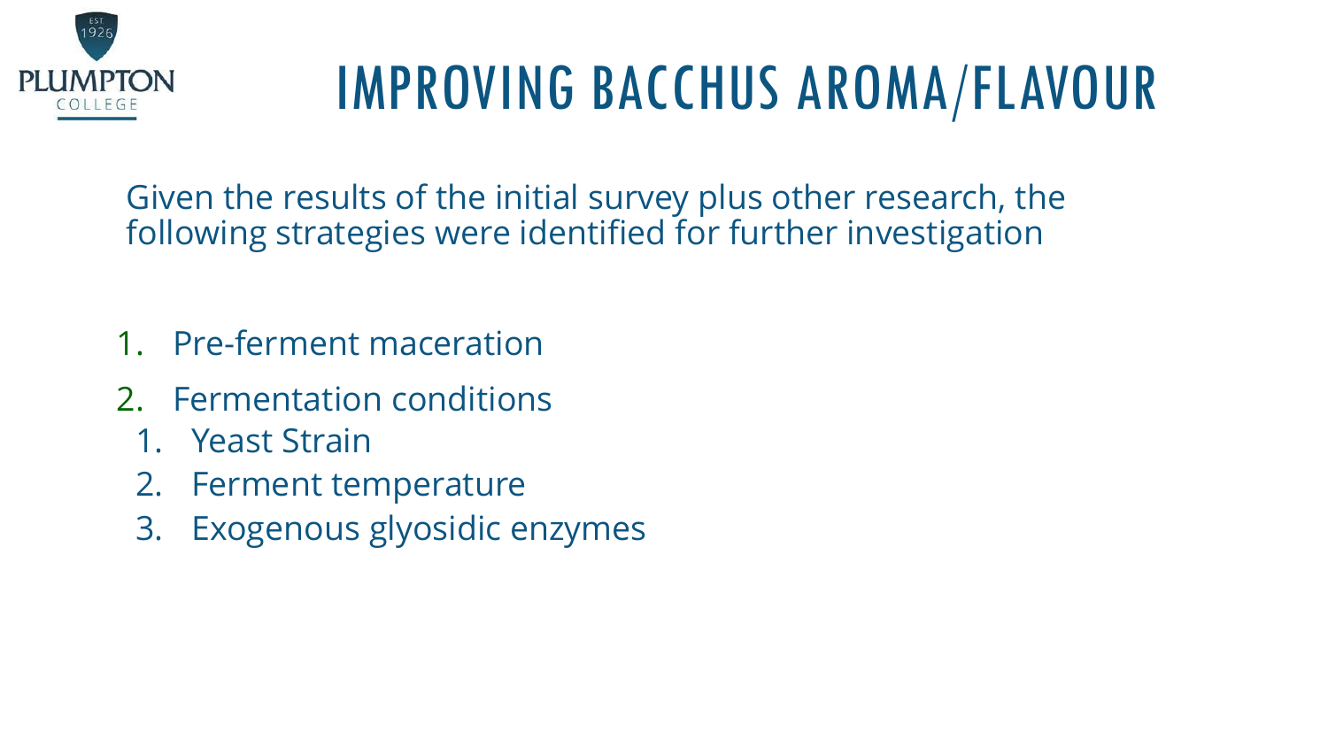# IMPROVING BACCHUS AROMA/FLAVOUR

Given the results of the initial survey plus other research, the following strategies were identified for further investigation

1. Pre-ferment maceration
2. Fermentation conditions
   1. Yeast Strain
   2. Ferment temperature
   3. Exogenous glyosidic enzymes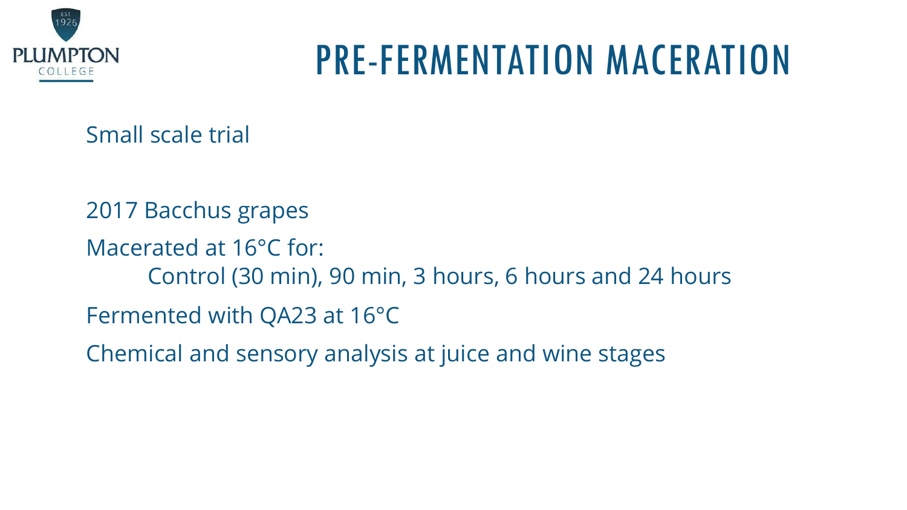# PRE-FERMENTATION MACERATION

Small scale trial

2017 Bacchus grapes

Macerated at 16°C for:

Control (30 min), 90 min, 3 hours, 6 hours and 24 hours

Fermented with QA23 at 16°C

Chemical and sensory analysis at juice and wine stages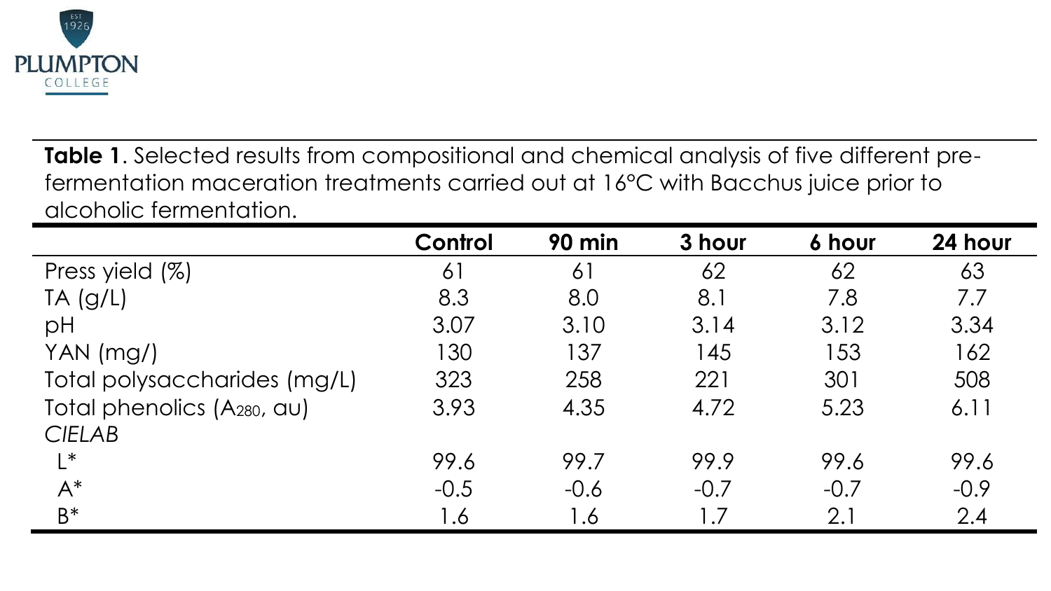**Table 1**. Selected results from compositional and chemical analysis of five different pre-fermentation maceration treatments carried out at 16°C with Bacchus juice prior to alcoholic fermentation.

| | Control | 90 min | 3 hour | 6 hour | 24 hour |
|---|---|---|---|---|---|
| Press yield (%) | 61 | 61 | 62 | 62 | 63 |
| TA (g/L) | 8.3 | 8.0 | 8.1 | 7.8 | 7.7 |
| pH | 3.07 | 3.10 | 3.14 | 3.12 | 3.34 |
| YAN (mg/) | 130 | 137 | 145 | 153 | 162 |
| Total polysaccharides (mg/L) | 323 | 258 | 221 | 301 | 508 |
| Total phenolics ($A_{280}$, au) | 3.93 | 4.35 | 4.72 | 5.23 | 6.11 |
| *CIELAB* | | | | | |
| L* | 99.6 | 99.7 | 99.9 | 99.6 | 99.6 |
| A* | -0.5 | -0.6 | -0.7 | -0.7 | -0.9 |
| B* | 1.6 | 1.6 | 1.7 | 2.1 | 2.4 |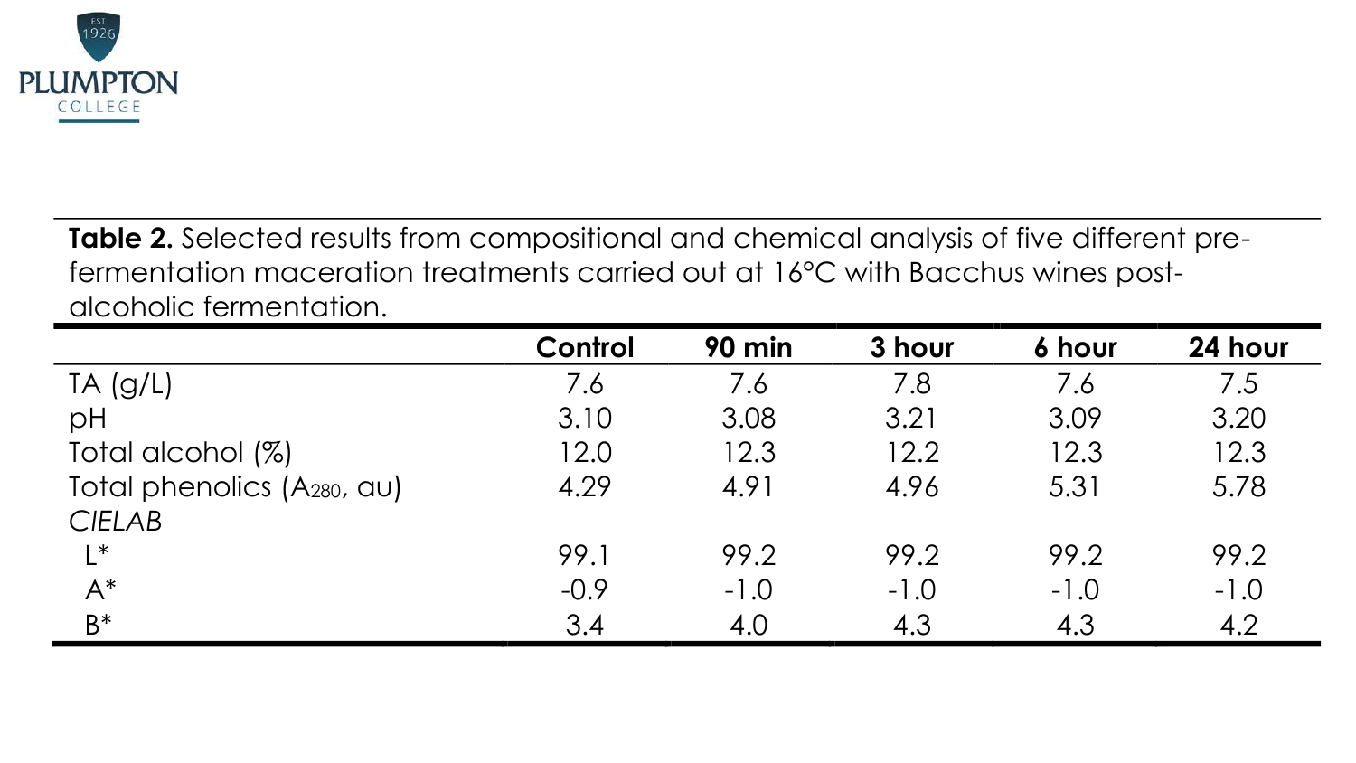**Table 2.** Selected results from compositional and chemical analysis of five different pre-fermentation maceration treatments carried out at 16°C with Bacchus wines post-alcoholic fermentation.

| | Control | 90 min | 3 hour | 6 hour | 24 hour |
|---|---|---|---|---|---|
| TA (g/L) | 7.6 | 7.6 | 7.8 | 7.6 | 7.5 |
| pH | 3.10 | 3.08 | 3.21 | 3.09 | 3.20 |
| Total alcohol (%) | 12.0 | 12.3 | 12.2 | 12.3 | 12.3 |
| Total phenolics ($A_{280}$, au) | 4.29 | 4.91 | 4.96 | 5.31 | 5.78 |
| *CIELAB* | | | | | |
| L* | 99.1 | 99.2 | 99.2 | 99.2 | 99.2 |
| A* | -0.9 | -1.0 | -1.0 | -1.0 | -1.0 |
| B* | 3.4 | 4.0 | 4.3 | 4.3 | 4.2 |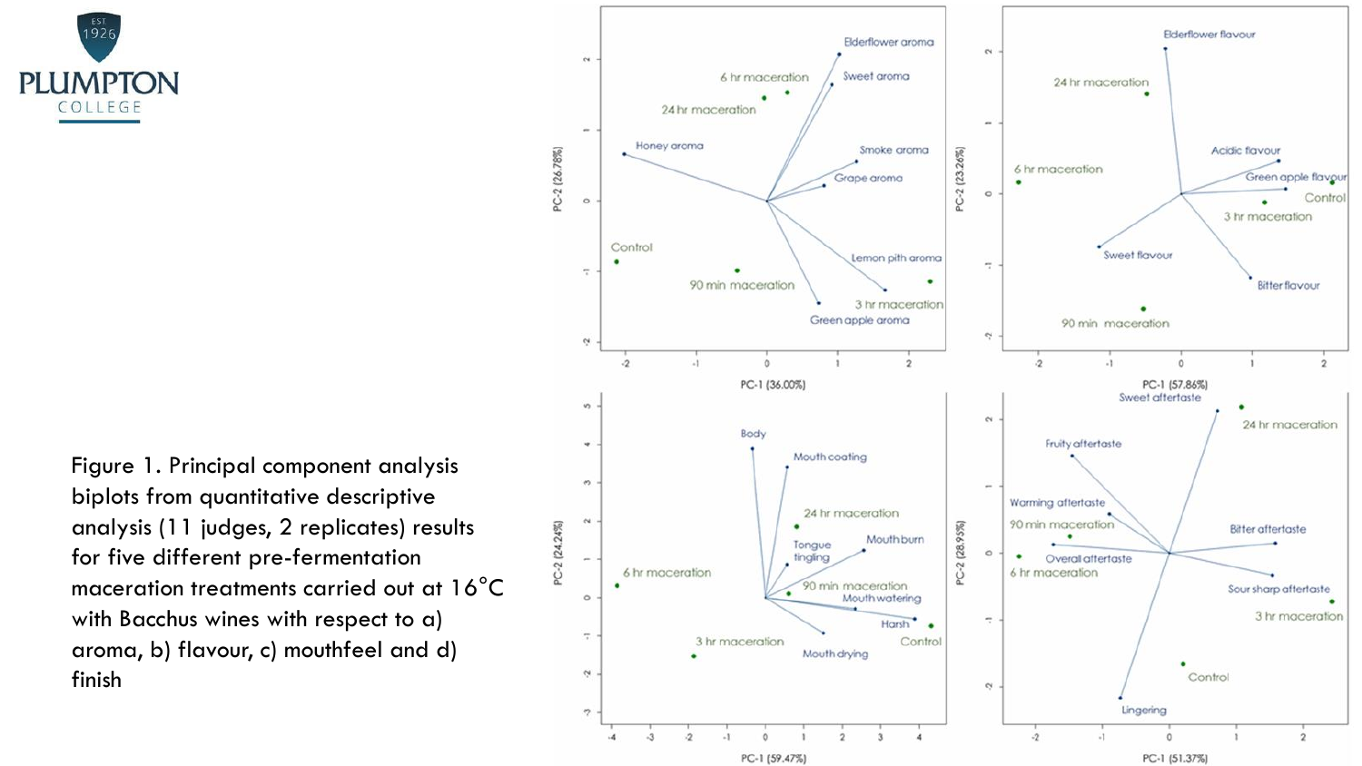Figure 1. Principal component analysis biplots from quantitative descriptive analysis (11 judges, 2 replicates) results for five different pre-fermentation maceration treatments carried out at 16°C with Bacchus wines with respect to a) aroma, b) flavour, c) mouthfeel and d) finish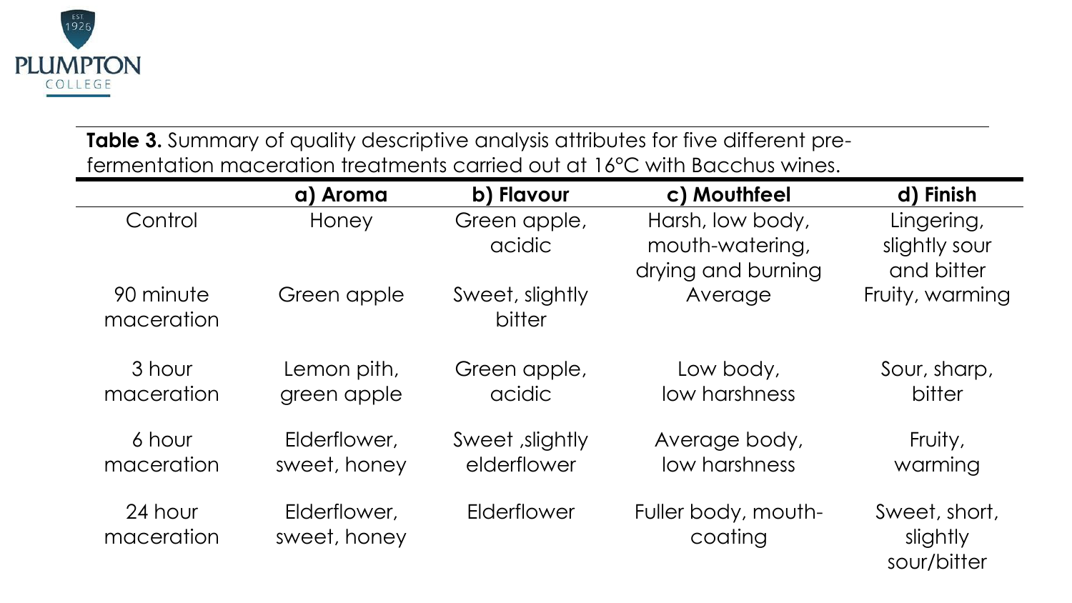**Table 3.** Summary of quality descriptive analysis attributes for five different pre-fermentation maceration treatments carried out at 16°C with Bacchus wines.

| | a) Aroma | b) Flavour | c) Mouthfeel | d) Finish |
|---|---|---|---|---|
| Control | Honey | Green apple, acidic | Harsh, low body, mouth-watering, drying and burning | Lingering, slightly sour and bitter |
| 90 minute maceration | Green apple | Sweet, slightly bitter | Average | Fruity, warming |
| 3 hour maceration | Lemon pith, green apple | Green apple, acidic | Low body, low harshness | Sour, sharp, bitter |
| 6 hour maceration | Elderflower, sweet, honey | Sweet ,slightly elderflower | Average body, low harshness | Fruity, warming |
| 24 hour maceration | Elderflower, sweet, honey | Elderflower | Fuller body, mouth-coating | Sweet, short, slightly sour/bitter |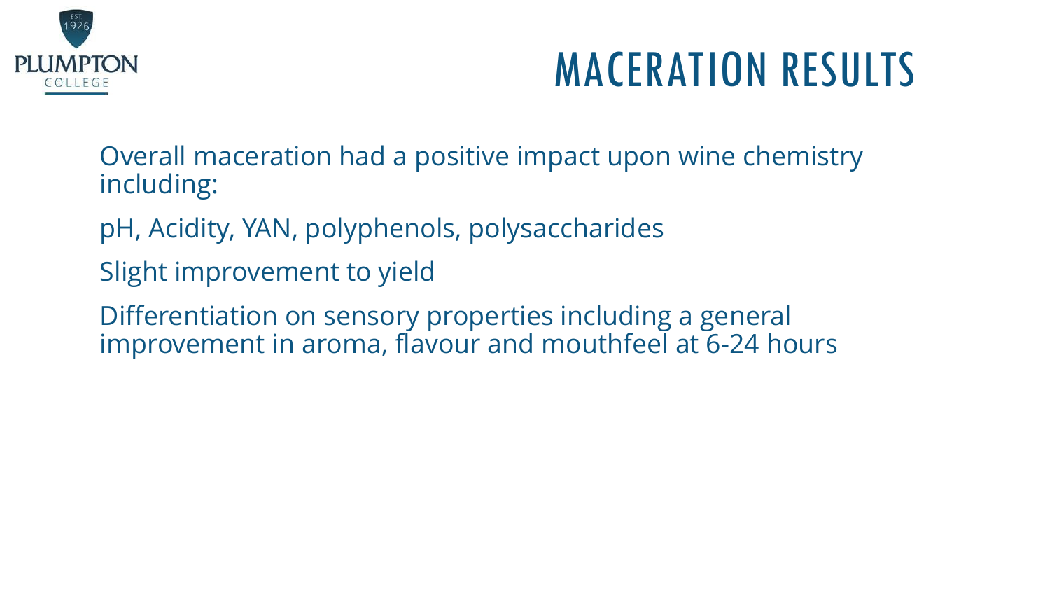# MACERATION RESULTS

Overall maceration had a positive impact upon wine chemistry including:

pH, Acidity, YAN, polyphenols, polysaccharides

Slight improvement to yield

Differentiation on sensory properties including a general improvement in aroma, flavour and mouthfeel at 6-24 hours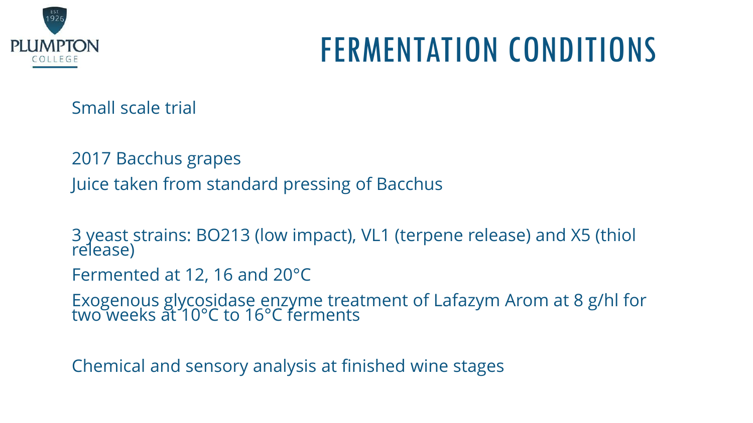# FERMENTATION CONDITIONS

Small scale trial

2017 Bacchus grapes

Juice taken from standard pressing of Bacchus

3 yeast strains: BO213 (low impact), VL1 (terpene release) and X5 (thiol release)

Fermented at 12, 16 and 20°C

Exogenous glycosidase enzyme treatment of Lafazym Arom at 8 g/hl for two weeks at 10°C to 16°C ferments

Chemical and sensory analysis at finished wine stages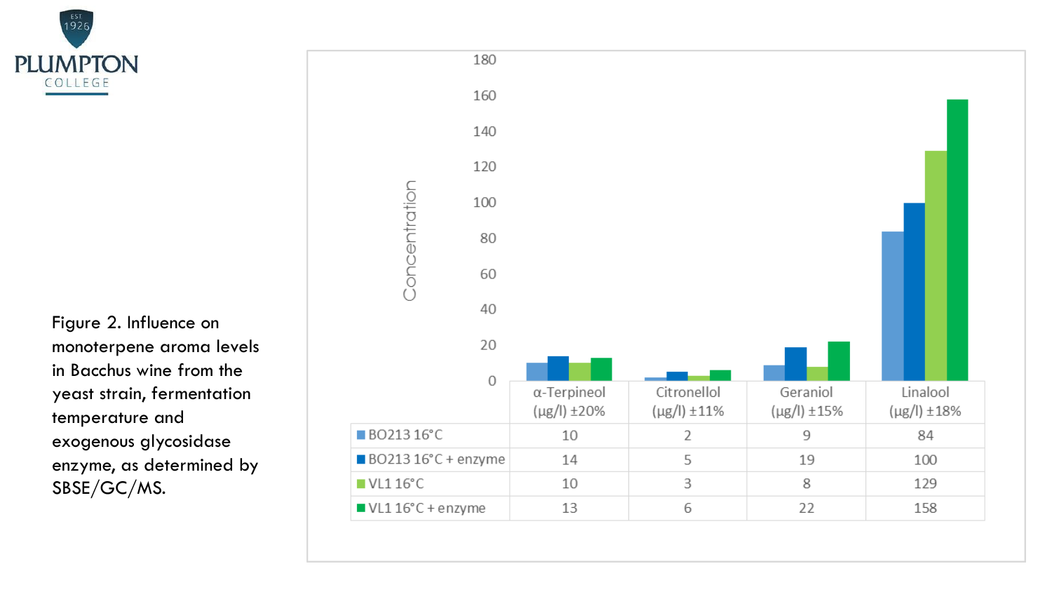Figure 2. Influence on monoterpene aroma levels in Bacchus wine from the yeast strain, fermentation temperature and exogenous glycosidase enzyme, as determined by SBSE/GC/MS.

| | α-Terpineol (μg/l) ±20% | Citronellol (μg/l) ±11% | Geraniol (μg/l) ±15% | Linalool (μg/l) ±18% |
|---|---|---|---|---|
| BO213 16°C | 10 | 2 | 9 | 84 |
| BO213 16°C + enzyme | 14 | 5 | 19 | 100 |
| VL1 16°C | 10 | 3 | 8 | 129 |
| VL1 16°C + enzyme | 13 | 6 | 22 | 158 |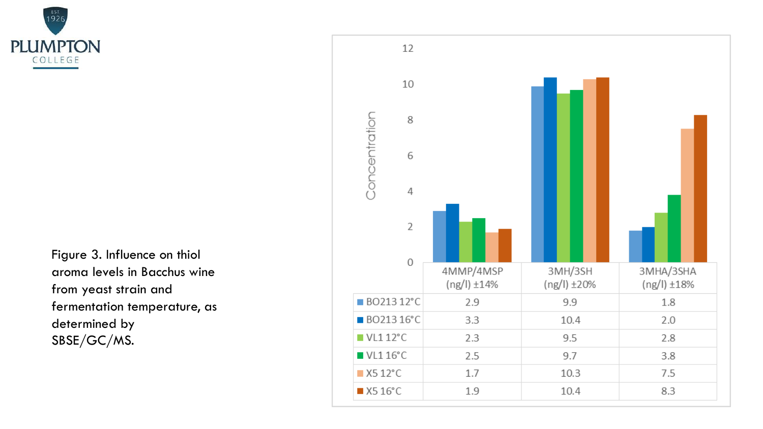Figure 3. Influence on thiol aroma levels in Bacchus wine from yeast strain and fermentation temperature, as determined by SBSE/GC/MS.

| | 4MMP/4MSP (ng/l) ±14% | 3MH/3SH (ng/l) ±20% | 3MHA/3SHA (ng/l) ±18% |
|---|---|---|---|
| BO213 12°C | 2.9 | 9.9 | 1.8 |
| BO213 16°C | 3.3 | 10.4 | 2.0 |
| VL1 12°C | 2.3 | 9.5 | 2.8 |
| VL1 16°C | 2.5 | 9.7 | 3.8 |
| X5 12°C | 1.7 | 10.3 | 7.5 |
| X5 16°C | 1.9 | 10.4 | 8.3 |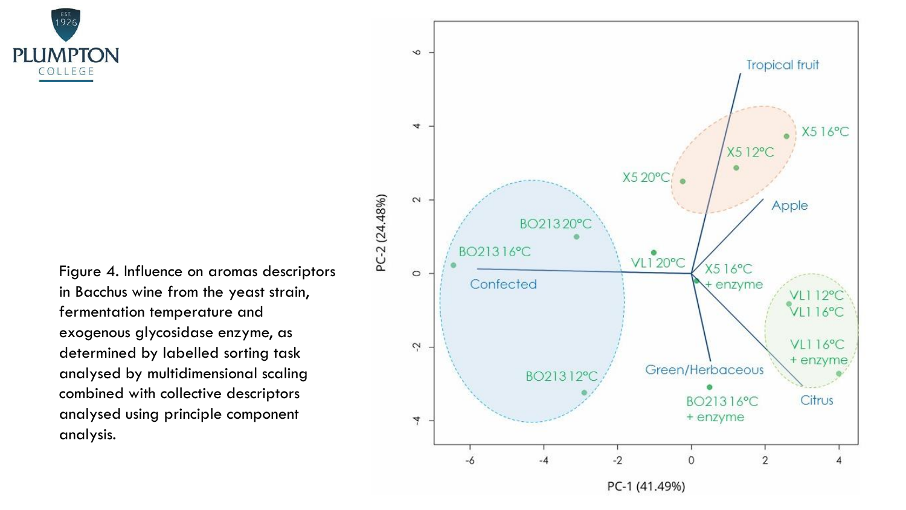Figure 4. Influence on aromas descriptors in Bacchus wine from the yeast strain, fermentation temperature and exogenous glycosidase enzyme, as determined by labelled sorting task analysed by multidimensional scaling combined with collective descriptors analysed using principle component analysis.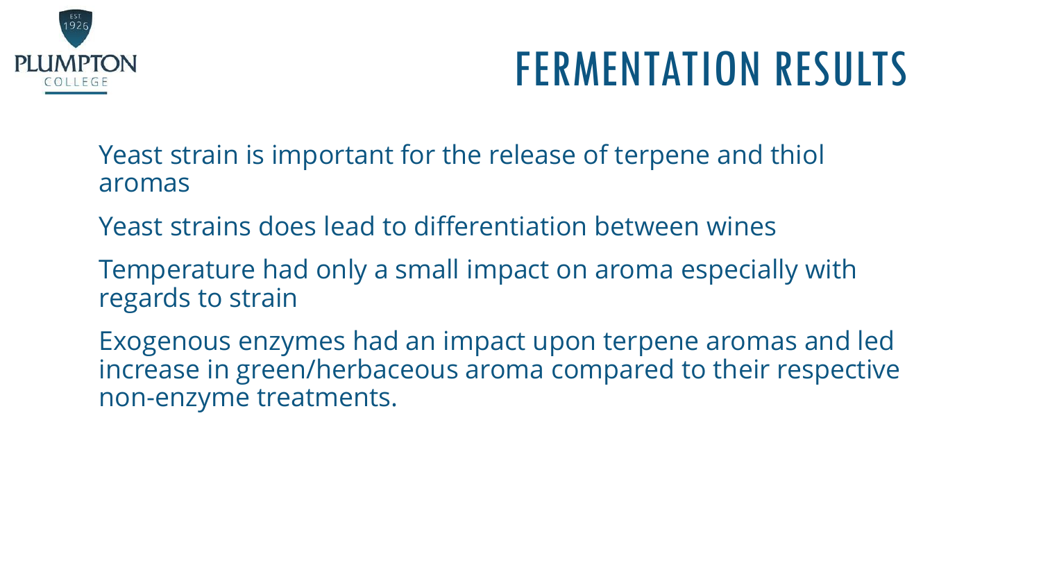# FERMENTATION RESULTS

Yeast strain is important for the release of terpene and thiol aromas

Yeast strains does lead to differentiation between wines

Temperature had only a small impact on aroma especially with regards to strain

Exogenous enzymes had an impact upon terpene aromas and led increase in green/herbaceous aroma compared to their respective non-enzyme treatments.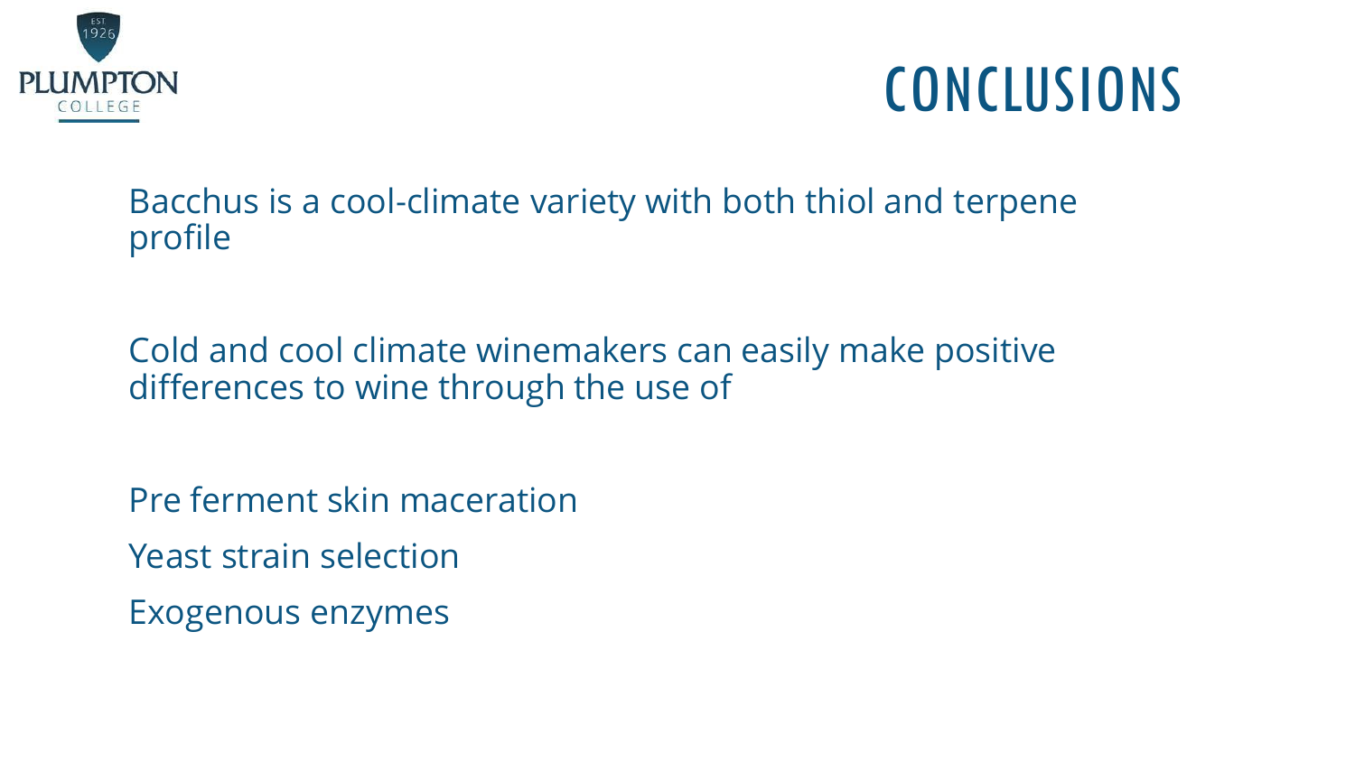# CONCLUSIONS

Bacchus is a cool-climate variety with both thiol and terpene profile

Cold and cool climate winemakers can easily make positive differences to wine through the use of

Pre ferment skin maceration

Yeast strain selection

Exogenous enzymes